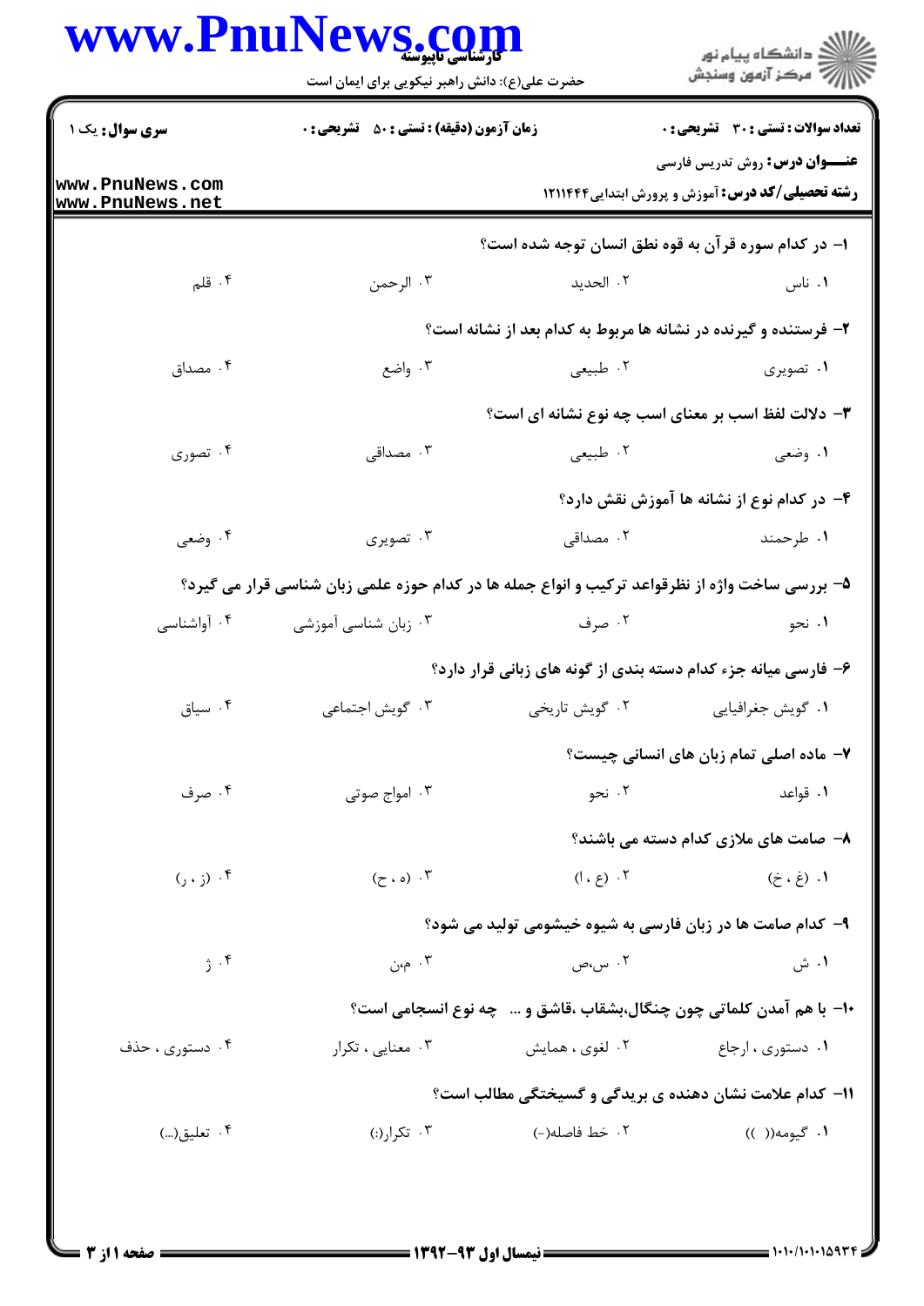**سری سوال:** یک ۱

**زمان آزمون (دقیقه) : تستی : ۵۰  تشریحی : ۰**

**تعداد سوالات : تستی : ۳۰  تشریحی : ۰**

**عنـــوان درس:** روش تدریس فارسی

**رشته تحصیلی/کد درس:** آموزش و پرورش ابتدایی ۱۲۱۱۴۴۴

۱- در کدام سوره قرآن به قوه نطق انسان توجه شده است؟

۱. ناس  ۲. الحدید  ۳. الرحمن  ۴. قلم

۲- فرستنده و گیرنده در نشانه ها مربوط به کدام بعد از نشانه است؟

۱. تصویری  ۲. طبیعی  ۳. واضع  ۴. مصداق

۳- دلالت لفظ اسب بر معنای اسب چه نوع نشانه ای است؟

۱. وضعی  ۲. طبیعی  ۳. مصداقی  ۴. تصوری

۴- در کدام نوع از نشانه ها آموزش نقش دارد؟

۱. طرحمند  ۲. مصداقی  ۳. تصویری  ۴. وضعی

۵- بررسی ساخت واژه از نظرقواعد ترکیب و انواع جمله ها در کدام حوزه علمی زبان شناسی قرار می گیرد؟

۱. نحو  ۲. صرف  ۳. زبان شناسی آموزشی  ۴. آواشناسی

۶- فارسی میانه جزء کدام دسته بندی از گونه های زبانی قرار دارد؟

۱. گویش جغرافیایی  ۲. گویش تاریخی  ۳. گویش اجتماعی  ۴. سیاق

۷- ماده اصلی تمام زبان های انسانی چیست؟

۱. قواعد  ۲. نحو  ۳. امواج صوتی  ۴. صرف

۸- صامت های ملازی کدام دسته می باشند؟

۱. (غ ، خ)  ۲. (ع ، ا)  ۳. (ه ، ح)  ۴. (ز ، ر)

۹- کدام صامت ها در زبان فارسی به شیوه خیشومی تولید می شود؟

۱. ش  ۲. س،ص  ۳. م،ن  ۴. ژ

۱۰- با هم آمدن کلماتی چون چنگال،بشقاب ،قاشق و ...  چه نوع انسجامی است؟

۱. دستوری ، ارجاع  ۲. لغوی ، همایش  ۳. معنایی ، تکرار  ۴. دستوری ، حذف

۱۱- کدام علامت نشان دهنده ی بریدگی و گسیختگی مطالب است؟

۱. گیومه(( ))  ۲. خط فاصله(-)  ۳. تکرار(:)  ۴. تعلیق(...)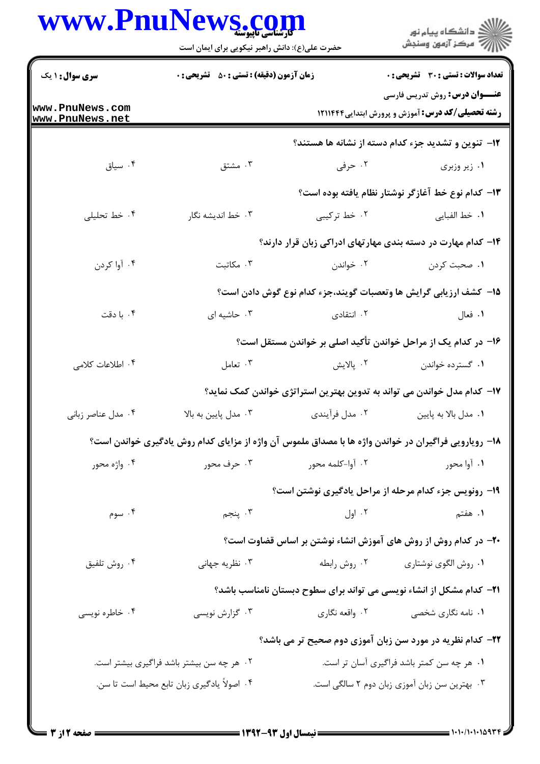۱۲- تنوین و تشدید جزء کدام دسته از نشانه ها هستند؟

۱. زیر وزبری
۲. حرفی
۳. مشتق
۴. سیاق

۱۳- کدام نوع خط آغازگر نوشتار نظام یافته بوده است؟

۱. خط الفبایی
۲. خط ترکیبی
۳. خط اندیشه نگار
۴. خط تحلیلی

۱۴- کدام مهارت در دسته بندی مهارتهای ادراکی زبان قرار دارند؟

۱. صحبت کردن
۲. خواندن
۳. مکاتبت
۴. آوا کردن

۱۵- کشف ارزیابی گرایش ها وتعصبات گویند،جزء کدام نوع گوش دادن است؟

۱. فعال
۲. انتقادی
۳. حاشیه ای
۴. با دقت

۱۶- در کدام یک از مراحل خواندن تأکید اصلی بر خواندن مستقل است؟

۱. گسترده خواندن
۲. پالایش
۳. تعامل
۴. اطلاعات کلامی

۱۷- کدام مدل خواندن می تواند به تدوین بهترین استراتژی خواندن کمک نماید؟

۱. مدل بالا به پایین
۲. مدل فرآیندی
۳. مدل پایین به بالا
۴. مدل عناصر زبانی

۱۸- رویارویی فراگیران در خواندن واژه ها با مصداق ملموس آن واژه از مزایای کدام روش یادگیری خواندن است؟

۱. آوا محور
۲. آوا-کلمه محور
۳. حرف محور
۴. واژه محور

۱۹- رونویس جزء کدام مرحله از مراحل یادگیری نوشتن است؟

۱. هفتم
۲. اول
۳. پنجم
۴. سوم

۲۰- در کدام روش از روش های آموزش انشاء نوشتن بر اساس قضاوت است؟

۱. روش الگوی نوشتاری
۲. روش رابطه
۳. نظریه جهانی
۴. روش تلفیق

۲۱- کدام مشکل از انشاء نویسی می تواند برای سطوح دبستان نامناسب باشد؟

۱. نامه نگاری شخصی
۲. واقعه نگاری
۳. گزارش نویسی
۴. خاطره نویسی

۲۲- کدام نظریه در مورد سن زبان آموزی دوم صحیح تر می باشد؟

۱. هر چه سن کمتر باشد فراگیری آسان تر است.
۲. هر چه سن بیشتر باشد فراگیری بیشتر است.
۳. بهترین سن زبان آموزی زبان دوم ۲ سالگی است.
۴. اصولاً یادگیری زبان تابع محیط است تا سن.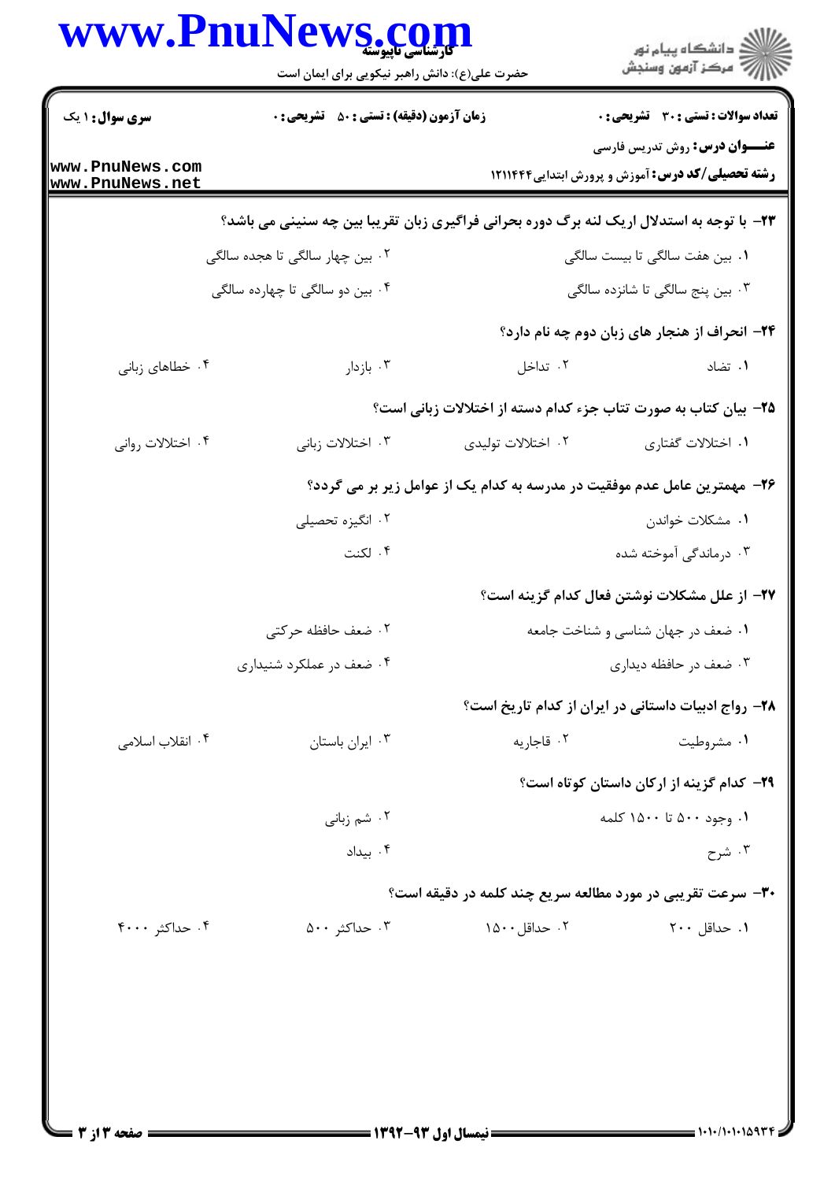**سری سوال:** ۱ یک | **زمان آزمون (دقیقه) : تستی :** ۵۰ **تشریحی :** ۰ | **تعداد سوالات : تستی :** ۳۰ **تشریحی :** ۰

**عنـــوان درس:** روش تدریس فارسی

**رشته تحصیلی/کد درس:** آموزش و پرورش ابتدایی۱۲۱۱۴۴۴

**۲۳- با توجه به استدلال اریک لنه برگ دوره بحرانی فراگیری زبان تقریبا بین چه سنینی می باشد؟**

۱. بین هفت سالگی تا بیست سالگی
۲. بین چهار سالگی تا هجده سالگی
۳. بین پنج سالگی تا شانزده سالگی
۴. بین دو سالگی تا چهارده سالگی

**۲۴- انحراف از هنجار های زبان دوم چه نام دارد؟**

۱. تضاد
۲. تداخل
۳. بازدار
۴. خطاهای زبانی

**۲۵- بیان کتاب به صورت تتاب جزء کدام دسته از اختلالات زبانی است؟**

۱. اختلالات گفتاری
۲. اختلالات تولیدی
۳. اختلالات زبانی
۴. اختلالات روانی

**۲۶- مهمترین عامل عدم موفقیت در مدرسه به کدام یک از عوامل زیر بر می گردد؟**

۱. مشکلات خواندن
۲. انگیزه تحصیلی
۳. درماندگی آموخته شده
۴. لکنت

**۲۷- از علل مشکلات نوشتن فعال کدام گزینه است؟**

۱. ضعف در جهان شناسی و شناخت جامعه
۲. ضعف حافظه حرکتی
۳. ضعف در حافظه دیداری
۴. ضعف در عملکرد شنیداری

**۲۸- رواج ادبیات داستانی در ایران از کدام تاریخ است؟**

۱. مشروطیت
۲. قاجاریه
۳. ایران باستان
۴. انقلاب اسلامی

**۲۹- کدام گزینه از ارکان داستان کوتاه است؟**

۱. وجود ۵۰۰ تا ۱۵۰۰ کلمه
۲. شم زبانی
۳. شرح
۴. بیداد

**۳۰- سرعت تقریبی در مورد مطالعه سریع چند کلمه در دقیقه است؟**

۱. حداقل ۲۰۰
۲. حداقل۱۵۰۰
۳. حداکثر ۵۰۰
۴. حداکثر ۴۰۰۰